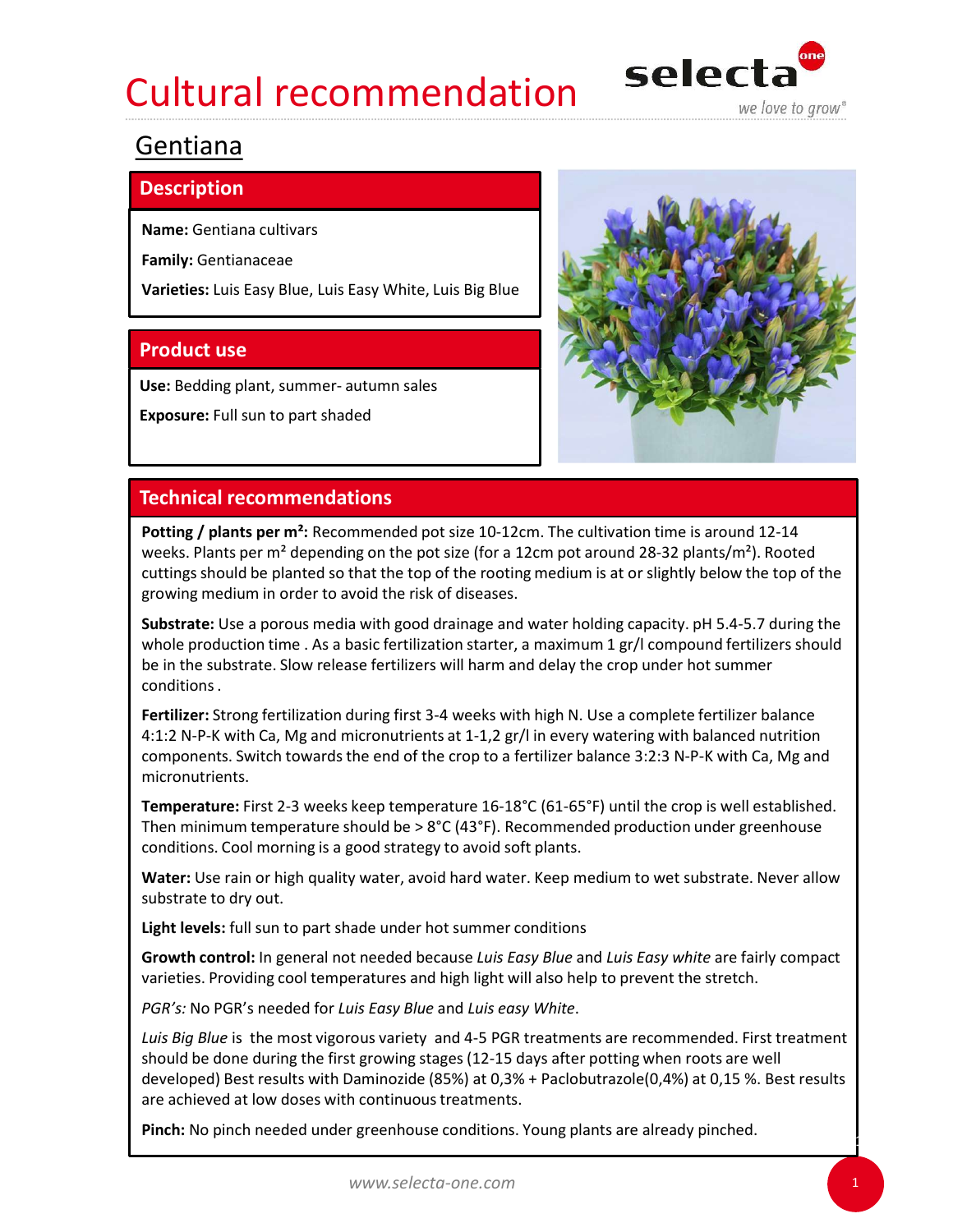# Cultural recommendation

selecta one — we love to grow®

## Gentiana

### Description

**Name:** Gentiana cultivars

**Family:** Gentianaceae

**Varieties:** Luis Easy Blue, Luis Easy White, Luis Big Blue

### Product use

**Use:** Bedding plant, summer- autumn sales

**Exposure:** Full sun to part shaded

### Technical recommendations

**Potting / plants per m²:** Recommended pot size 10-12cm. The cultivation time is around 12-14 weeks. Plants per m² depending on the pot size (for a 12cm pot around 28-32 plants/m²). Rooted cuttings should be planted so that the top of the rooting medium is at or slightly below the top of the growing medium in order to avoid the risk of diseases.

**Substrate:** Use a porous media with good drainage and water holding capacity. pH 5.4-5.7 during the whole production time . As a basic fertilization starter, a maximum 1 gr/l compound fertilizers should be in the substrate. Slow release fertilizers will harm and delay the crop under hot summer conditions .

**Fertilizer:** Strong fertilization during first 3-4 weeks with high N. Use a complete fertilizer balance 4:1:2 N-P-K with Ca, Mg and micronutrients at 1-1,2 gr/l in every watering with balanced nutrition components. Switch towards the end of the crop to a fertilizer balance 3:2:3 N-P-K with Ca, Mg and micronutrients.

**Temperature:** First 2-3 weeks keep temperature 16-18°C (61-65°F) until the crop is well established. Then minimum temperature should be > 8°C (43°F). Recommended production under greenhouse conditions. Cool morning is a good strategy to avoid soft plants.

**Water:** Use rain or high quality water, avoid hard water. Keep medium to wet substrate. Never allow substrate to dry out.

**Light levels:** full sun to part shade under hot summer conditions

**Growth control:** In general not needed because *Luis Easy Blue* and *Luis Easy white* are fairly compact varieties. Providing cool temperatures and high light will also help to prevent the stretch.

*PGR's:* No PGR's needed for *Luis Easy Blue* and *Luis easy White*.

*Luis Big Blue* is the most vigorous variety and 4-5 PGR treatments are recommended. First treatment should be done during the first growing stages (12-15 days after potting when roots are well developed) Best results with Daminozide (85%) at 0,3% + Paclobutrazole(0,4%) at 0,15 %. Best results are achieved at low doses with continuous treatments.

**Pinch:** No pinch needed under greenhouse conditions. Young plants are already pinched.

www.selecta-one.com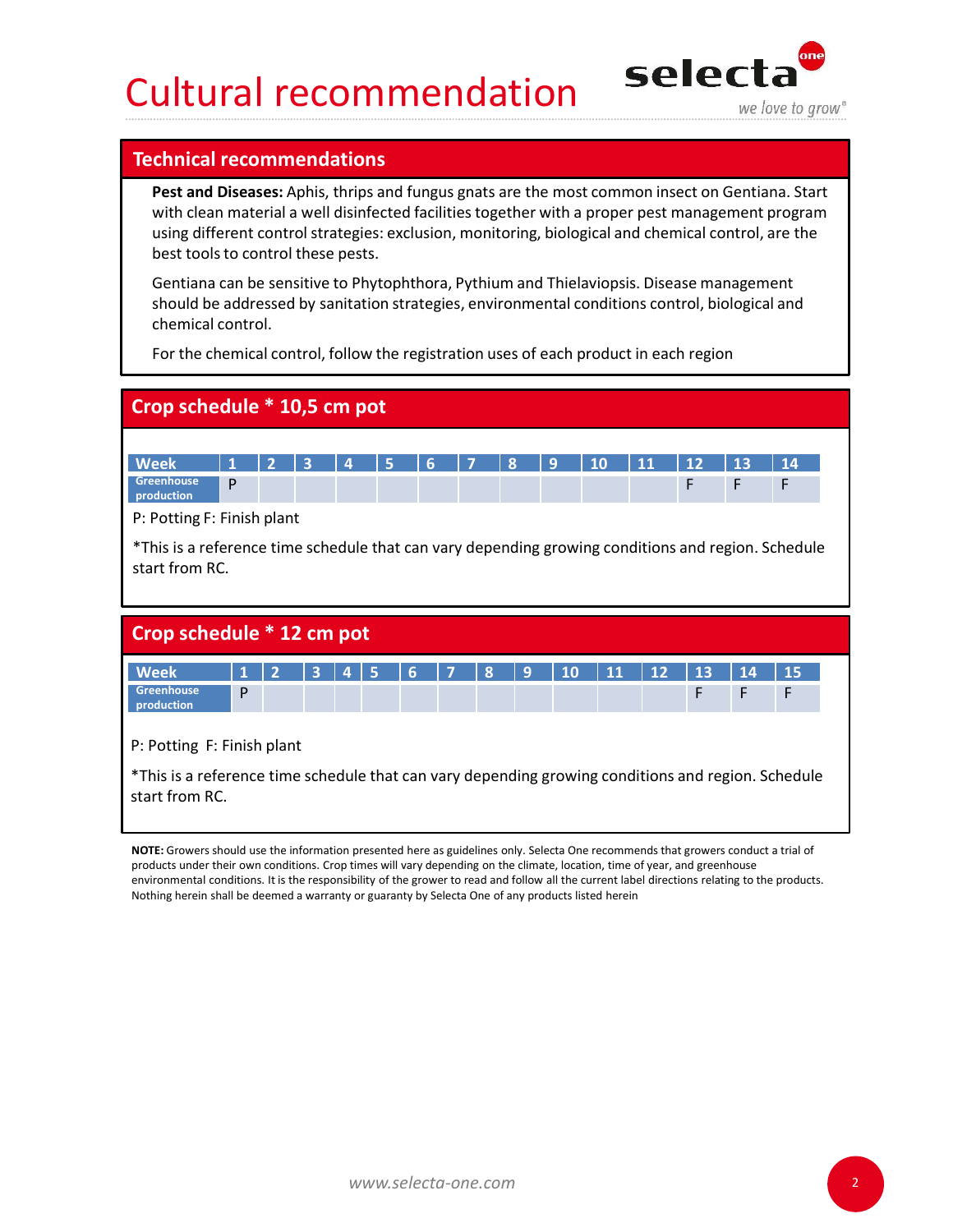# Cultural recommendation

## Technical recommendations

**Pest and Diseases:** Aphis, thrips and fungus gnats are the most common insect on Gentiana. Start with clean material a well disinfected facilities together with a proper pest management program using different control strategies: exclusion, monitoring, biological and chemical control, are the best tools to control these pests.

Gentiana can be sensitive to Phytophthora, Pythium and Thielaviopsis. Disease management should be addressed by sanitation strategies, environmental conditions control, biological and chemical control.

For the chemical control, follow the registration uses of each product in each region

## Crop schedule * 10,5 cm pot

| Week | 1 | 2 | 3 | 4 | 5 | 6 | 7 | 8 | 9 | 10 | 11 | 12 | 13 | 14 |
|---|---|---|---|---|---|---|---|---|---|---|---|---|---|---|
| Greenhouse production | P | | | | | | | | | | | F | F | F |

P: Potting F: Finish plant

*This is a reference time schedule that can vary depending growing conditions and region. Schedule start from RC.

## Crop schedule * 12 cm pot

| Week | 1 | 2 | 3 | 4 | 5 | 6 | 7 | 8 | 9 | 10 | 11 | 12 | 13 | 14 | 15 |
|---|---|---|---|---|---|---|---|---|---|---|---|---|---|---|---|
| Greenhouse production | P | | | | | | | | | | | | F | F | F |

P: Potting F: Finish plant

*This is a reference time schedule that can vary depending growing conditions and region. Schedule start from RC.

**NOTE:** Growers should use the information presented here as guidelines only. Selecta One recommends that growers conduct a trial of products under their own conditions. Crop times will vary depending on the climate, location, time of year, and greenhouse environmental conditions. It is the responsibility of the grower to read and follow all the current label directions relating to the products. Nothing herein shall be deemed a warranty or guaranty by Selecta One of any products listed herein